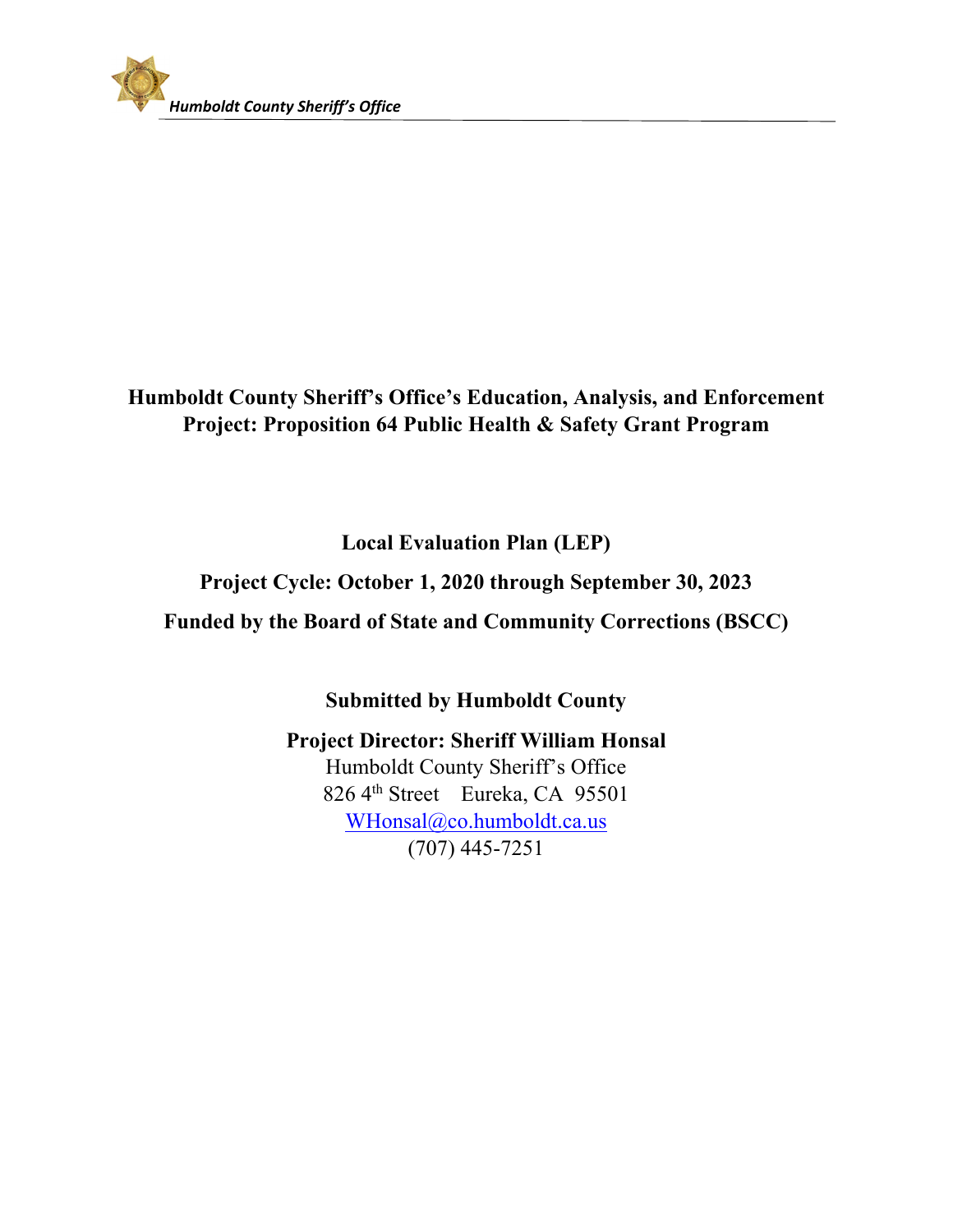Humboldt County Sheriff's Office

# Humboldt County Sheriff's Office's Education, Analysis, and Enforcement Project: Proposition 64 Public Health & Safety Grant Program

## Local Evaluation Plan (LEP)

**Project Cycle: October 1, 2020 through September 30, 2023**

**Funded by the Board of State and Community Corrections (BSCC)**

**Submitted by Humboldt County**

**Project Director: Sheriff William Honsal**
Humboldt County Sheriff's Office
826 4th Street    Eureka, CA 95501
WHonsal@co.humboldt.ca.us
(707) 445-7251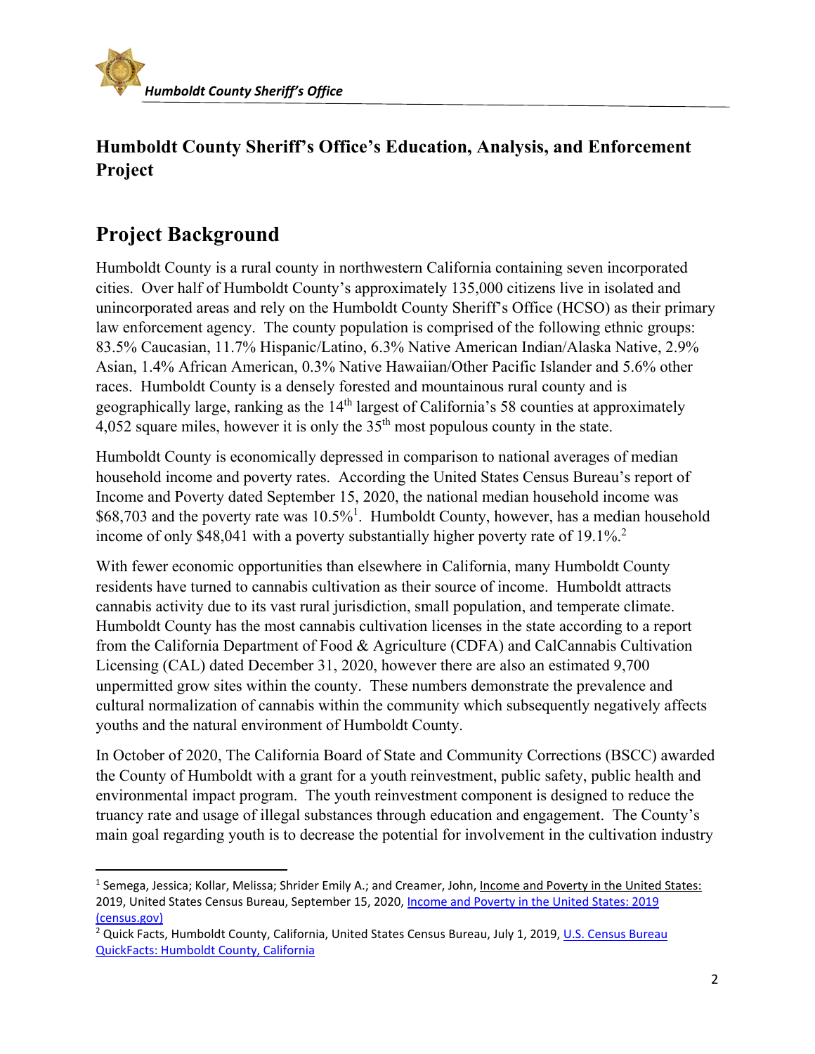# Humboldt County Sheriff's Office's Education, Analysis, and Enforcement Project

## Project Background

Humboldt County is a rural county in northwestern California containing seven incorporated cities. Over half of Humboldt County's approximately 135,000 citizens live in isolated and unincorporated areas and rely on the Humboldt County Sheriff's Office (HCSO) as their primary law enforcement agency. The county population is comprised of the following ethnic groups: 83.5% Caucasian, 11.7% Hispanic/Latino, 6.3% Native American Indian/Alaska Native, 2.9% Asian, 1.4% African American, 0.3% Native Hawaiian/Other Pacific Islander and 5.6% other races. Humboldt County is a densely forested and mountainous rural county and is geographically large, ranking as the 14th largest of California's 58 counties at approximately 4,052 square miles, however it is only the 35th most populous county in the state.

Humboldt County is economically depressed in comparison to national averages of median household income and poverty rates. According the United States Census Bureau's report of Income and Poverty dated September 15, 2020, the national median household income was $68,703 and the poverty rate was 10.5%[1]. Humboldt County, however, has a median household income of only $48,041 with a poverty substantially higher poverty rate of 19.1%.[2]

With fewer economic opportunities than elsewhere in California, many Humboldt County residents have turned to cannabis cultivation as their source of income. Humboldt attracts cannabis activity due to its vast rural jurisdiction, small population, and temperate climate. Humboldt County has the most cannabis cultivation licenses in the state according to a report from the California Department of Food & Agriculture (CDFA) and CalCannabis Cultivation Licensing (CAL) dated December 31, 2020, however there are also an estimated 9,700 unpermitted grow sites within the county. These numbers demonstrate the prevalence and cultural normalization of cannabis within the community which subsequently negatively affects youths and the natural environment of Humboldt County.

In October of 2020, The California Board of State and Community Corrections (BSCC) awarded the County of Humboldt with a grant for a youth reinvestment, public safety, public health and environmental impact program. The youth reinvestment component is designed to reduce the truancy rate and usage of illegal substances through education and engagement. The County's main goal regarding youth is to decrease the potential for involvement in the cultivation industry

---

[1] Semega, Jessica; Kollar, Melissa; Shrider Emily A.; and Creamer, John, Income and Poverty in the United States: 2019, United States Census Bureau, September 15, 2020, Income and Poverty in the United States: 2019 (census.gov)

[2] Quick Facts, Humboldt County, California, United States Census Bureau, July 1, 2019, U.S. Census Bureau QuickFacts: Humboldt County, California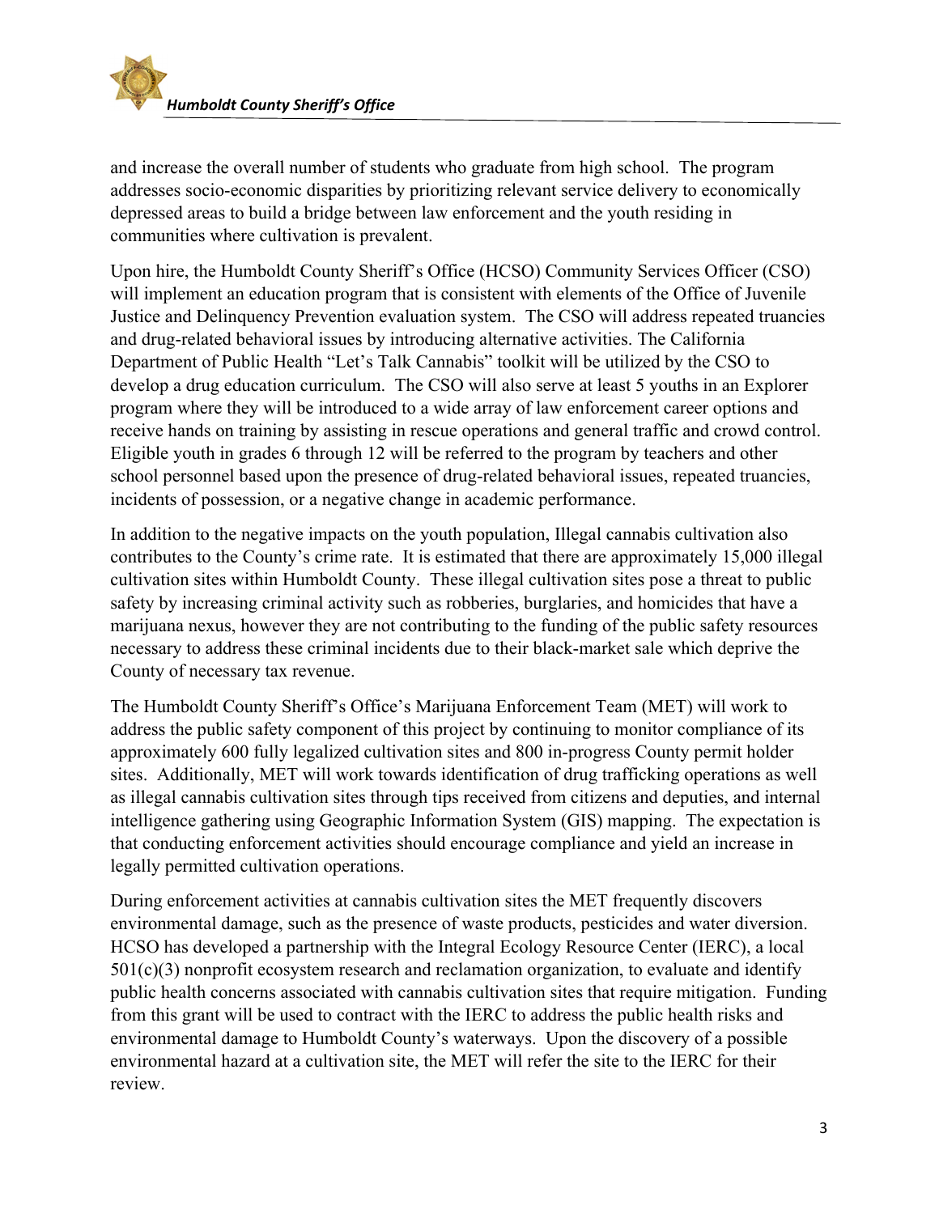and increase the overall number of students who graduate from high school. The program addresses socio-economic disparities by prioritizing relevant service delivery to economically depressed areas to build a bridge between law enforcement and the youth residing in communities where cultivation is prevalent.

Upon hire, the Humboldt County Sheriff's Office (HCSO) Community Services Officer (CSO) will implement an education program that is consistent with elements of the Office of Juvenile Justice and Delinquency Prevention evaluation system. The CSO will address repeated truancies and drug-related behavioral issues by introducing alternative activities. The California Department of Public Health "Let's Talk Cannabis" toolkit will be utilized by the CSO to develop a drug education curriculum. The CSO will also serve at least 5 youths in an Explorer program where they will be introduced to a wide array of law enforcement career options and receive hands on training by assisting in rescue operations and general traffic and crowd control. Eligible youth in grades 6 through 12 will be referred to the program by teachers and other school personnel based upon the presence of drug-related behavioral issues, repeated truancies, incidents of possession, or a negative change in academic performance.

In addition to the negative impacts on the youth population, Illegal cannabis cultivation also contributes to the County's crime rate. It is estimated that there are approximately 15,000 illegal cultivation sites within Humboldt County. These illegal cultivation sites pose a threat to public safety by increasing criminal activity such as robberies, burglaries, and homicides that have a marijuana nexus, however they are not contributing to the funding of the public safety resources necessary to address these criminal incidents due to their black-market sale which deprive the County of necessary tax revenue.

The Humboldt County Sheriff's Office's Marijuana Enforcement Team (MET) will work to address the public safety component of this project by continuing to monitor compliance of its approximately 600 fully legalized cultivation sites and 800 in-progress County permit holder sites. Additionally, MET will work towards identification of drug trafficking operations as well as illegal cannabis cultivation sites through tips received from citizens and deputies, and internal intelligence gathering using Geographic Information System (GIS) mapping. The expectation is that conducting enforcement activities should encourage compliance and yield an increase in legally permitted cultivation operations.

During enforcement activities at cannabis cultivation sites the MET frequently discovers environmental damage, such as the presence of waste products, pesticides and water diversion. HCSO has developed a partnership with the Integral Ecology Resource Center (IERC), a local 501(c)(3) nonprofit ecosystem research and reclamation organization, to evaluate and identify public health concerns associated with cannabis cultivation sites that require mitigation. Funding from this grant will be used to contract with the IERC to address the public health risks and environmental damage to Humboldt County's waterways. Upon the discovery of a possible environmental hazard at a cultivation site, the MET will refer the site to the IERC for their review.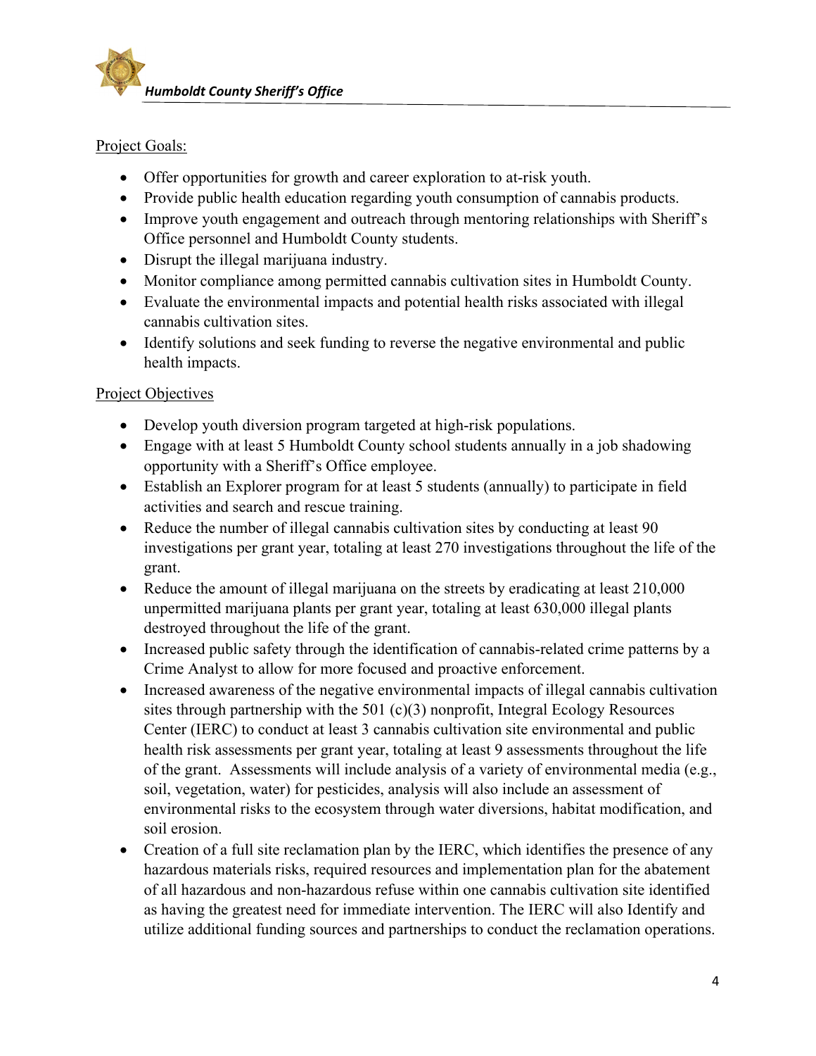Project Goals:

- Offer opportunities for growth and career exploration to at-risk youth.
- Provide public health education regarding youth consumption of cannabis products.
- Improve youth engagement and outreach through mentoring relationships with Sheriff's Office personnel and Humboldt County students.
- Disrupt the illegal marijuana industry.
- Monitor compliance among permitted cannabis cultivation sites in Humboldt County.
- Evaluate the environmental impacts and potential health risks associated with illegal cannabis cultivation sites.
- Identify solutions and seek funding to reverse the negative environmental and public health impacts.

Project Objectives

- Develop youth diversion program targeted at high-risk populations.
- Engage with at least 5 Humboldt County school students annually in a job shadowing opportunity with a Sheriff's Office employee.
- Establish an Explorer program for at least 5 students (annually) to participate in field activities and search and rescue training.
- Reduce the number of illegal cannabis cultivation sites by conducting at least 90 investigations per grant year, totaling at least 270 investigations throughout the life of the grant.
- Reduce the amount of illegal marijuana on the streets by eradicating at least 210,000 unpermitted marijuana plants per grant year, totaling at least 630,000 illegal plants destroyed throughout the life of the grant.
- Increased public safety through the identification of cannabis-related crime patterns by a Crime Analyst to allow for more focused and proactive enforcement.
- Increased awareness of the negative environmental impacts of illegal cannabis cultivation sites through partnership with the 501 (c)(3) nonprofit, Integral Ecology Resources Center (IERC) to conduct at least 3 cannabis cultivation site environmental and public health risk assessments per grant year, totaling at least 9 assessments throughout the life of the grant. Assessments will include analysis of a variety of environmental media (e.g., soil, vegetation, water) for pesticides, analysis will also include an assessment of environmental risks to the ecosystem through water diversions, habitat modification, and soil erosion.
- Creation of a full site reclamation plan by the IERC, which identifies the presence of any hazardous materials risks, required resources and implementation plan for the abatement of all hazardous and non-hazardous refuse within one cannabis cultivation site identified as having the greatest need for immediate intervention. The IERC will also Identify and utilize additional funding sources and partnerships to conduct the reclamation operations.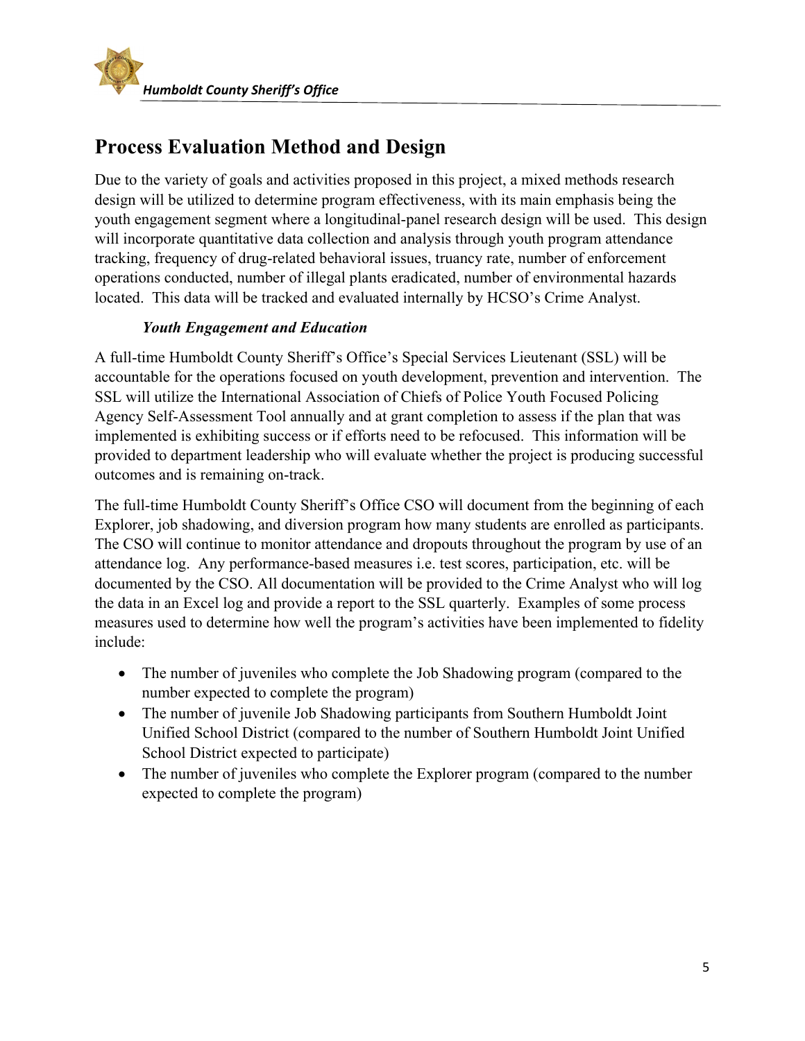## Process Evaluation Method and Design

Due to the variety of goals and activities proposed in this project, a mixed methods research design will be utilized to determine program effectiveness, with its main emphasis being the youth engagement segment where a longitudinal-panel research design will be used. This design will incorporate quantitative data collection and analysis through youth program attendance tracking, frequency of drug-related behavioral issues, truancy rate, number of enforcement operations conducted, number of illegal plants eradicated, number of environmental hazards located. This data will be tracked and evaluated internally by HCSO's Crime Analyst.

### *Youth Engagement and Education*

A full-time Humboldt County Sheriff's Office's Special Services Lieutenant (SSL) will be accountable for the operations focused on youth development, prevention and intervention. The SSL will utilize the International Association of Chiefs of Police Youth Focused Policing Agency Self-Assessment Tool annually and at grant completion to assess if the plan that was implemented is exhibiting success or if efforts need to be refocused. This information will be provided to department leadership who will evaluate whether the project is producing successful outcomes and is remaining on-track.

The full-time Humboldt County Sheriff's Office CSO will document from the beginning of each Explorer, job shadowing, and diversion program how many students are enrolled as participants. The CSO will continue to monitor attendance and dropouts throughout the program by use of an attendance log. Any performance-based measures i.e. test scores, participation, etc. will be documented by the CSO. All documentation will be provided to the Crime Analyst who will log the data in an Excel log and provide a report to the SSL quarterly. Examples of some process measures used to determine how well the program's activities have been implemented to fidelity include:

- The number of juveniles who complete the Job Shadowing program (compared to the number expected to complete the program)
- The number of juvenile Job Shadowing participants from Southern Humboldt Joint Unified School District (compared to the number of Southern Humboldt Joint Unified School District expected to participate)
- The number of juveniles who complete the Explorer program (compared to the number expected to complete the program)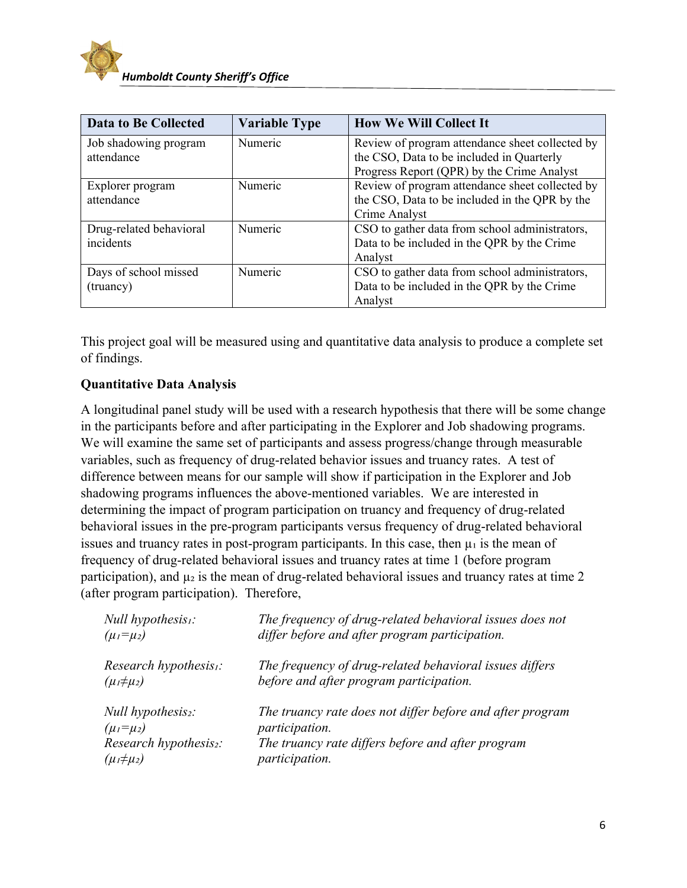| Data to Be Collected | Variable Type | How We Will Collect It |
| --- | --- | --- |
| Job shadowing program attendance | Numeric | Review of program attendance sheet collected by the CSO, Data to be included in Quarterly Progress Report (QPR) by the Crime Analyst |
| Explorer program attendance | Numeric | Review of program attendance sheet collected by the CSO, Data to be included in the QPR by the Crime Analyst |
| Drug-related behavioral incidents | Numeric | CSO to gather data from school administrators, Data to be included in the QPR by the Crime Analyst |
| Days of school missed (truancy) | Numeric | CSO to gather data from school administrators, Data to be included in the QPR by the Crime Analyst |

This project goal will be measured using and quantitative data analysis to produce a complete set of findings.

**Quantitative Data Analysis**

A longitudinal panel study will be used with a research hypothesis that there will be some change in the participants before and after participating in the Explorer and Job shadowing programs. We will examine the same set of participants and assess progress/change through measurable variables, such as frequency of drug-related behavior issues and truancy rates. A test of difference between means for our sample will show if participation in the Explorer and Job shadowing programs influences the above-mentioned variables. We are interested in determining the impact of program participation on truancy and frequency of drug-related behavioral issues in the pre-program participants versus frequency of drug-related behavioral issues and truancy rates in post-program participants. In this case, then $\mu_1$ is the mean of frequency of drug-related behavioral issues and truancy rates at time 1 (before program participation), and $\mu_2$ is the mean of drug-related behavioral issues and truancy rates at time 2 (after program participation). Therefore,

| | |
| --- | --- |
| *Null hypothesis$_1$:* ($\mu_1=\mu_2$) | *The frequency of drug-related behavioral issues does not differ before and after program participation.* |
| *Research hypothesis$_1$:* ($\mu_1\neq\mu_2$) | *The frequency of drug-related behavioral issues differs before and after program participation.* |
| *Null hypothesis$_2$:* ($\mu_1=\mu_2$) | *The truancy rate does not differ before and after program participation.* |
| *Research hypothesis$_2$:* ($\mu_1\neq\mu_2$) | *The truancy rate differs before and after program participation.* |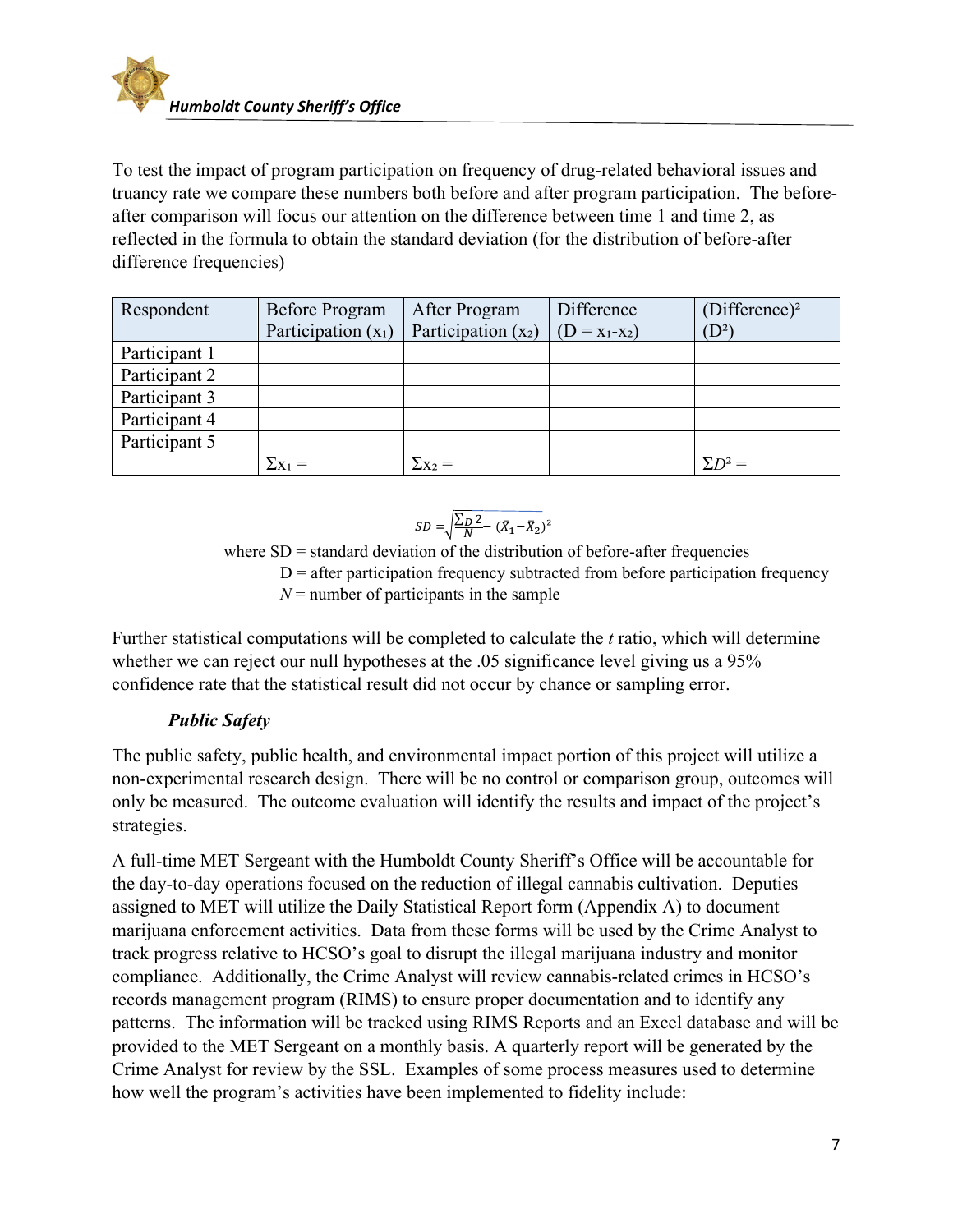To test the impact of program participation on frequency of drug-related behavioral issues and truancy rate we compare these numbers both before and after program participation. The before-after comparison will focus our attention on the difference between time 1 and time 2, as reflected in the formula to obtain the standard deviation (for the distribution of before-after difference frequencies)

| Respondent | Before Program Participation ($x_1$) | After Program Participation ($x_2$) | Difference ($D = x_1 - x_2$) | (Difference)² ($D^2$) |
|---|---|---|---|---|
| Participant 1 | | | | |
| Participant 2 | | | | |
| Participant 3 | | | | |
| Participant 4 | | | | |
| Participant 5 | | | | |
| | $\Sigma x_1 =$ | $\Sigma x_2 =$ | | $\Sigma D^2 =$ |

$$SD = \sqrt{\frac{\Sigma D^2}{N} - (\bar{X}_1 - \bar{X}_2)^2}$$

where SD = standard deviation of the distribution of before-after frequencies

D = after participation frequency subtracted from before participation frequency

$N$ = number of participants in the sample

Further statistical computations will be completed to calculate the $t$ ratio, which will determine whether we can reject our null hypotheses at the .05 significance level giving us a 95% confidence rate that the statistical result did not occur by chance or sampling error.

***Public Safety***

The public safety, public health, and environmental impact portion of this project will utilize a non-experimental research design. There will be no control or comparison group, outcomes will only be measured. The outcome evaluation will identify the results and impact of the project's strategies.

A full-time MET Sergeant with the Humboldt County Sheriff's Office will be accountable for the day-to-day operations focused on the reduction of illegal cannabis cultivation. Deputies assigned to MET will utilize the Daily Statistical Report form (Appendix A) to document marijuana enforcement activities. Data from these forms will be used by the Crime Analyst to track progress relative to HCSO's goal to disrupt the illegal marijuana industry and monitor compliance. Additionally, the Crime Analyst will review cannabis-related crimes in HCSO's records management program (RIMS) to ensure proper documentation and to identify any patterns. The information will be tracked using RIMS Reports and an Excel database and will be provided to the MET Sergeant on a monthly basis. A quarterly report will be generated by the Crime Analyst for review by the SSL. Examples of some process measures used to determine how well the program's activities have been implemented to fidelity include: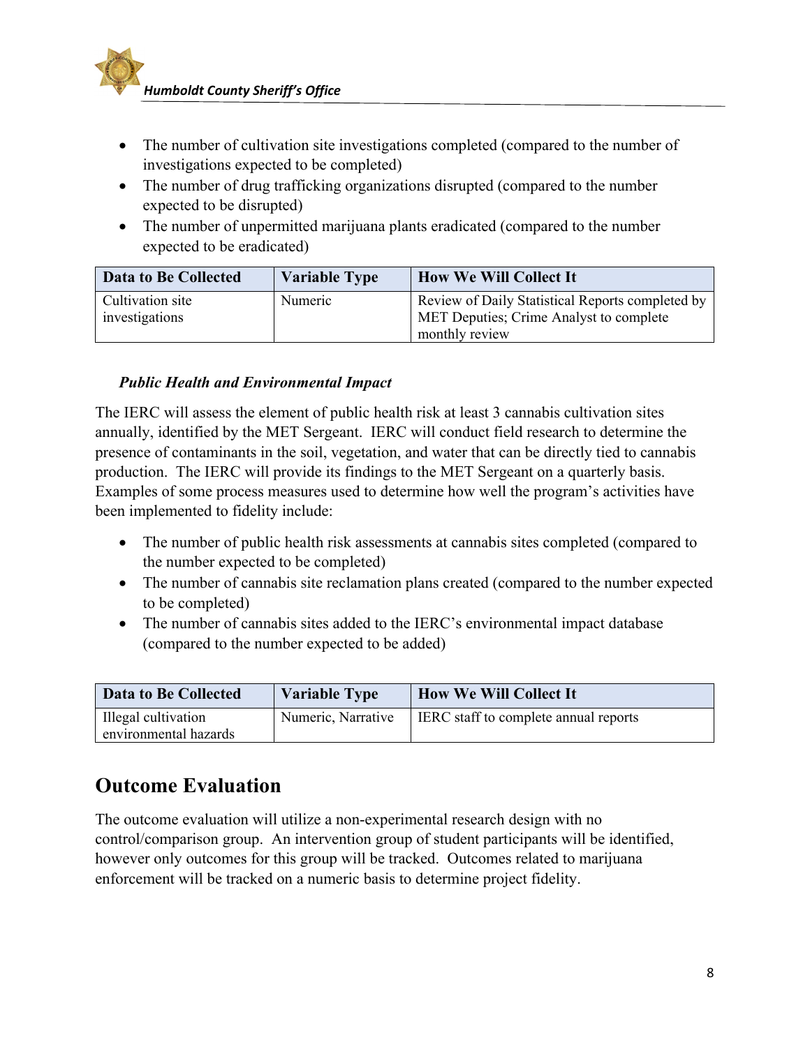- The number of cultivation site investigations completed (compared to the number of investigations expected to be completed)
- The number of drug trafficking organizations disrupted (compared to the number expected to be disrupted)
- The number of unpermitted marijuana plants eradicated (compared to the number expected to be eradicated)

| Data to Be Collected | Variable Type | How We Will Collect It |
| --- | --- | --- |
| Cultivation site investigations | Numeric | Review of Daily Statistical Reports completed by MET Deputies; Crime Analyst to complete monthly review |

***Public Health and Environmental Impact***

The IERC will assess the element of public health risk at least 3 cannabis cultivation sites annually, identified by the MET Sergeant. IERC will conduct field research to determine the presence of contaminants in the soil, vegetation, and water that can be directly tied to cannabis production. The IERC will provide its findings to the MET Sergeant on a quarterly basis. Examples of some process measures used to determine how well the program's activities have been implemented to fidelity include:

- The number of public health risk assessments at cannabis sites completed (compared to the number expected to be completed)
- The number of cannabis site reclamation plans created (compared to the number expected to be completed)
- The number of cannabis sites added to the IERC's environmental impact database (compared to the number expected to be added)

| Data to Be Collected | Variable Type | How We Will Collect It |
| --- | --- | --- |
| Illegal cultivation environmental hazards | Numeric, Narrative | IERC staff to complete annual reports |

## Outcome Evaluation

The outcome evaluation will utilize a non-experimental research design with no control/comparison group. An intervention group of student participants will be identified, however only outcomes for this group will be tracked. Outcomes related to marijuana enforcement will be tracked on a numeric basis to determine project fidelity.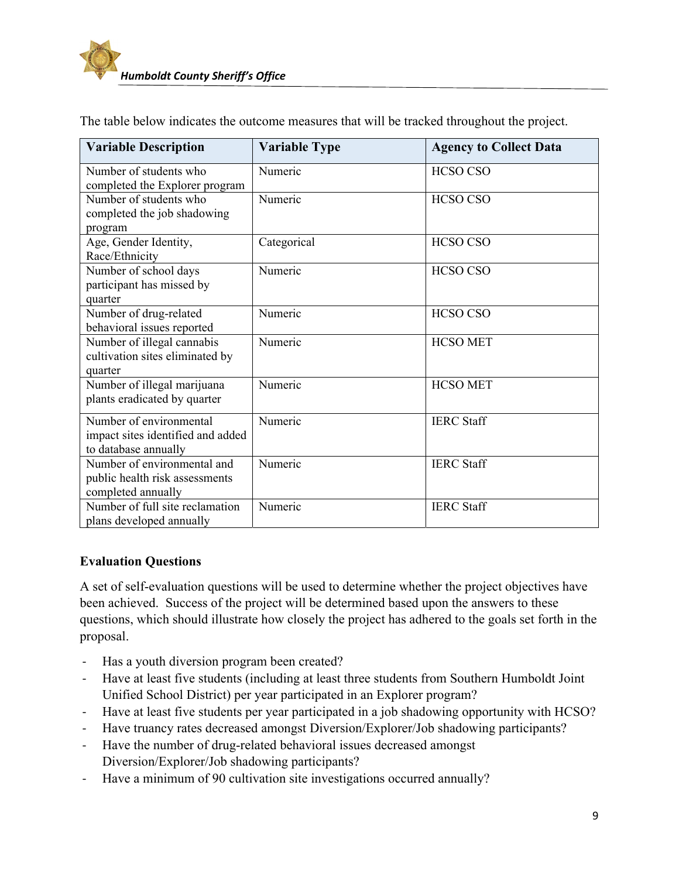The table below indicates the outcome measures that will be tracked throughout the project.

| Variable Description | Variable Type | Agency to Collect Data |
|---|---|---|
| Number of students who completed the Explorer program | Numeric | HCSO CSO |
| Number of students who completed the job shadowing program | Numeric | HCSO CSO |
| Age, Gender Identity, Race/Ethnicity | Categorical | HCSO CSO |
| Number of school days participant has missed by quarter | Numeric | HCSO CSO |
| Number of drug-related behavioral issues reported | Numeric | HCSO CSO |
| Number of illegal cannabis cultivation sites eliminated by quarter | Numeric | HCSO MET |
| Number of illegal marijuana plants eradicated by quarter | Numeric | HCSO MET |
| Number of environmental impact sites identified and added to database annually | Numeric | IERC Staff |
| Number of environmental and public health risk assessments completed annually | Numeric | IERC Staff |
| Number of full site reclamation plans developed annually | Numeric | IERC Staff |

**Evaluation Questions**

A set of self-evaluation questions will be used to determine whether the project objectives have been achieved. Success of the project will be determined based upon the answers to these questions, which should illustrate how closely the project has adhered to the goals set forth in the proposal.

- Has a youth diversion program been created?
- Have at least five students (including at least three students from Southern Humboldt Joint Unified School District) per year participated in an Explorer program?
- Have at least five students per year participated in a job shadowing opportunity with HCSO?
- Have truancy rates decreased amongst Diversion/Explorer/Job shadowing participants?
- Have the number of drug-related behavioral issues decreased amongst Diversion/Explorer/Job shadowing participants?
- Have a minimum of 90 cultivation site investigations occurred annually?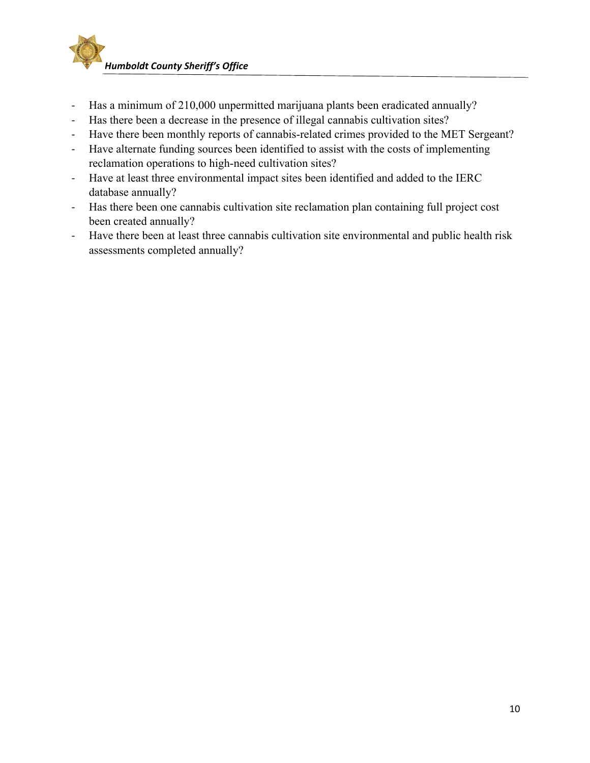- Has a minimum of 210,000 unpermitted marijuana plants been eradicated annually?
- Has there been a decrease in the presence of illegal cannabis cultivation sites?
- Have there been monthly reports of cannabis-related crimes provided to the MET Sergeant?
- Have alternate funding sources been identified to assist with the costs of implementing reclamation operations to high-need cultivation sites?
- Have at least three environmental impact sites been identified and added to the IERC database annually?
- Has there been one cannabis cultivation site reclamation plan containing full project cost been created annually?
- Have there been at least three cannabis cultivation site environmental and public health risk assessments completed annually?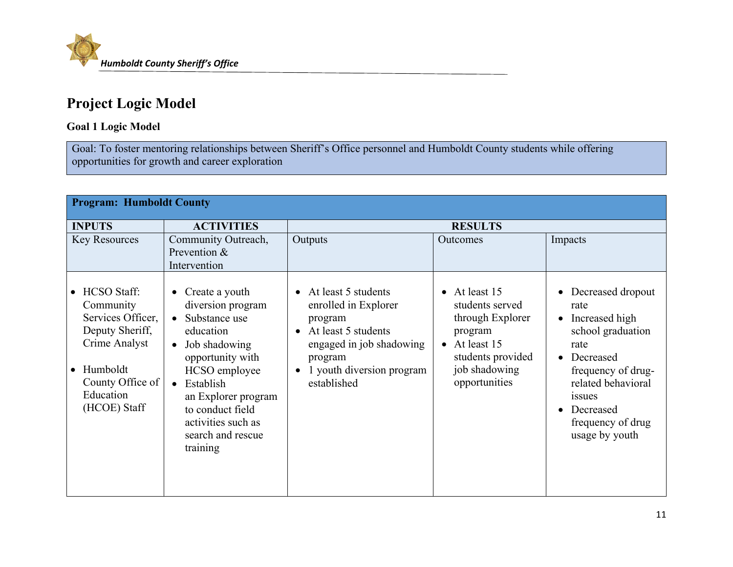# Project Logic Model

### Goal 1 Logic Model

| Goal: To foster mentoring relationships between Sheriff's Office personnel and Humboldt County students while offering opportunities for growth and career exploration |
|---|

| **Program: Humboldt County** | | | | |
|---|---|---|---|---|
| **INPUTS** | **ACTIVITIES** | **RESULTS** | | |
| Key Resources | Community Outreach, Prevention & Intervention | Outputs | Outcomes | Impacts |
| • HCSO Staff: Community Services Officer, Deputy Sheriff, Crime Analyst<br>• Humboldt County Office of Education (HCOE) Staff | • Create a youth diversion program<br>• Substance use education<br>• Job shadowing opportunity with HCSO employee<br>• Establish an Explorer program to conduct field activities such as search and rescue training | • At least 5 students enrolled in Explorer program<br>• At least 5 students engaged in job shadowing program<br>• 1 youth diversion program established | • At least 15 students served through Explorer program<br>• At least 15 students provided job shadowing opportunities | • Decreased dropout rate<br>• Increased high school graduation rate<br>• Decreased frequency of drug-related behavioral issues<br>• Decreased frequency of drug usage by youth |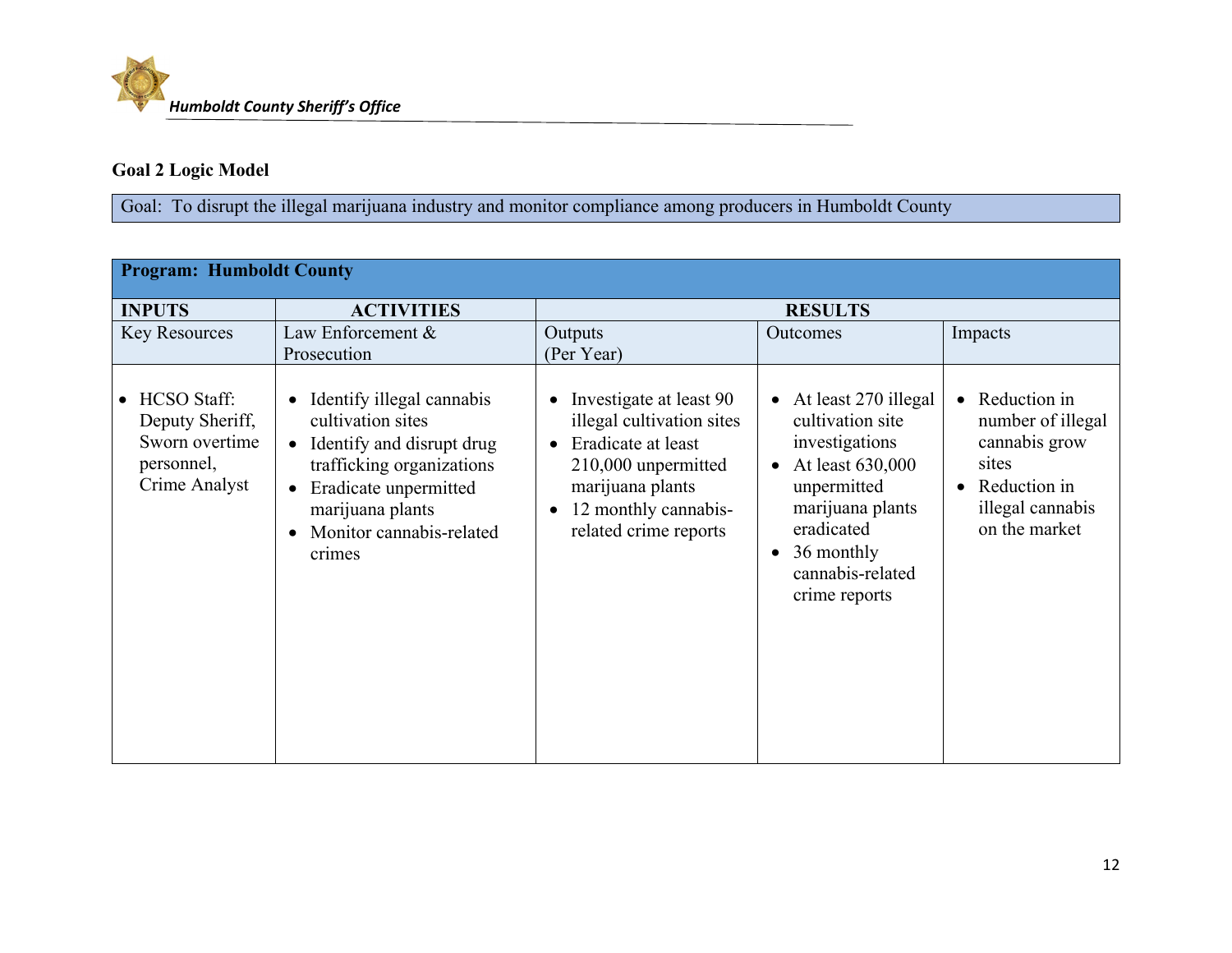## Goal 2 Logic Model

| Goal: To disrupt the illegal marijuana industry and monitor compliance among producers in Humboldt County |
|---|

| **Program: Humboldt County** | | | | |
|---|---|---|---|---|
| **INPUTS** | **ACTIVITIES** | **RESULTS** | | |
| Key Resources | Law Enforcement & Prosecution | Outputs (Per Year) | Outcomes | Impacts |
| • HCSO Staff: Deputy Sheriff, Sworn overtime personnel, Crime Analyst | • Identify illegal cannabis cultivation sites<br>• Identify and disrupt drug trafficking organizations<br>• Eradicate unpermitted marijuana plants<br>• Monitor cannabis-related crimes | • Investigate at least 90 illegal cultivation sites<br>• Eradicate at least 210,000 unpermitted marijuana plants<br>• 12 monthly cannabis-related crime reports | • At least 270 illegal cultivation site investigations<br>• At least 630,000 unpermitted marijuana plants eradicated<br>• 36 monthly cannabis-related crime reports | • Reduction in number of illegal cannabis grow sites<br>• Reduction in illegal cannabis on the market |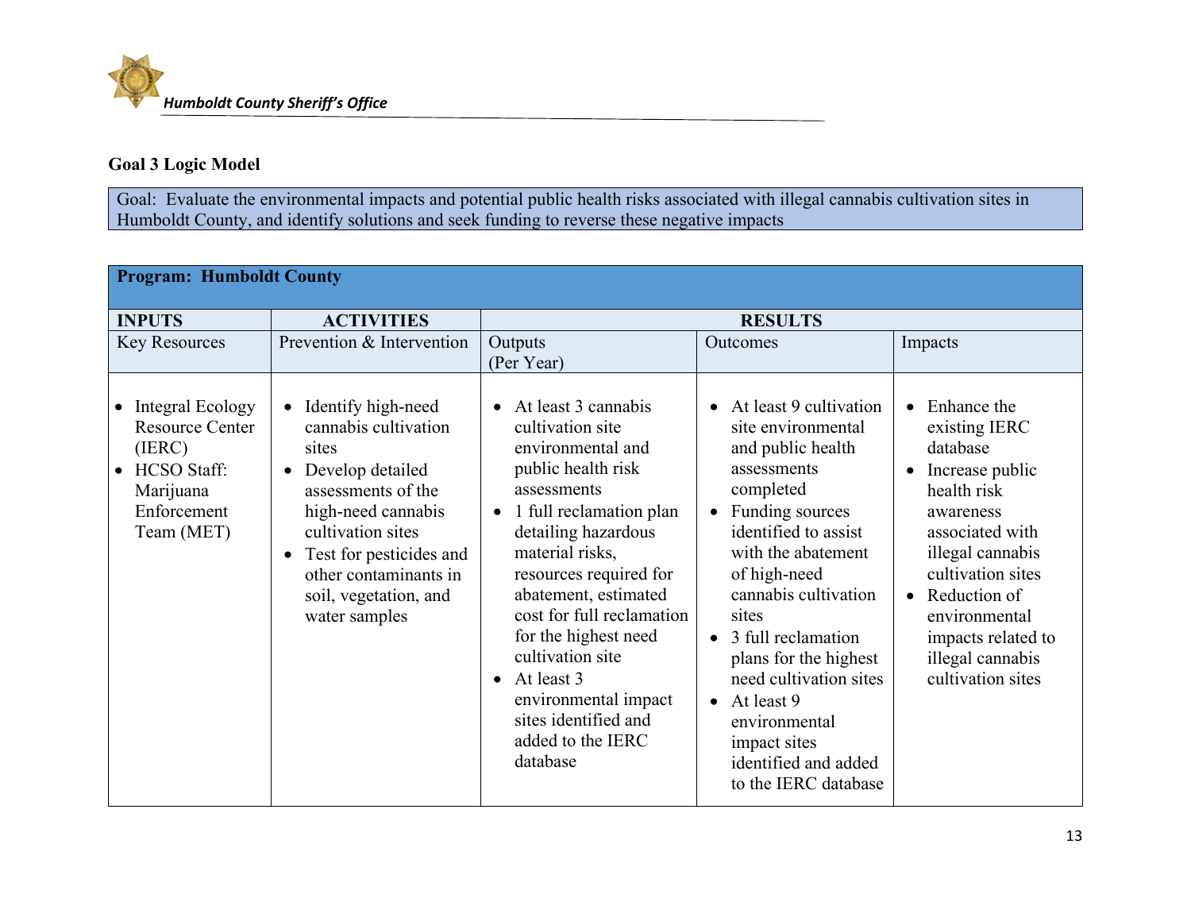## Goal 3 Logic Model

| Goal: Evaluate the environmental impacts and potential public health risks associated with illegal cannabis cultivation sites in Humboldt County, and identify solutions and seek funding to reverse these negative impacts |
|---|

| Program: Humboldt County | | | | |
|---|---|---|---|---|
| **INPUTS** | **ACTIVITIES** | **RESULTS** | | |
| Key Resources | Prevention & Intervention | Outputs (Per Year) | Outcomes | Impacts |
| • Integral Ecology Resource Center (IERC)<br>• HCSO Staff: Marijuana Enforcement Team (MET) | • Identify high-need cannabis cultivation sites<br>• Develop detailed assessments of the high-need cannabis cultivation sites<br>• Test for pesticides and other contaminants in soil, vegetation, and water samples | • At least 3 cannabis cultivation site environmental and public health risk assessments<br>• 1 full reclamation plan detailing hazardous material risks, resources required for abatement, estimated cost for full reclamation for the highest need cultivation site<br>• At least 3 environmental impact sites identified and added to the IERC database | • At least 9 cultivation site environmental and public health assessments completed<br>• Funding sources identified to assist with the abatement of high-need cannabis cultivation sites<br>• 3 full reclamation plans for the highest need cultivation sites<br>• At least 9 environmental impact sites identified and added to the IERC database | • Enhance the existing IERC database<br>• Increase public health risk awareness associated with illegal cannabis cultivation sites<br>• Reduction of environmental impacts related to illegal cannabis cultivation sites |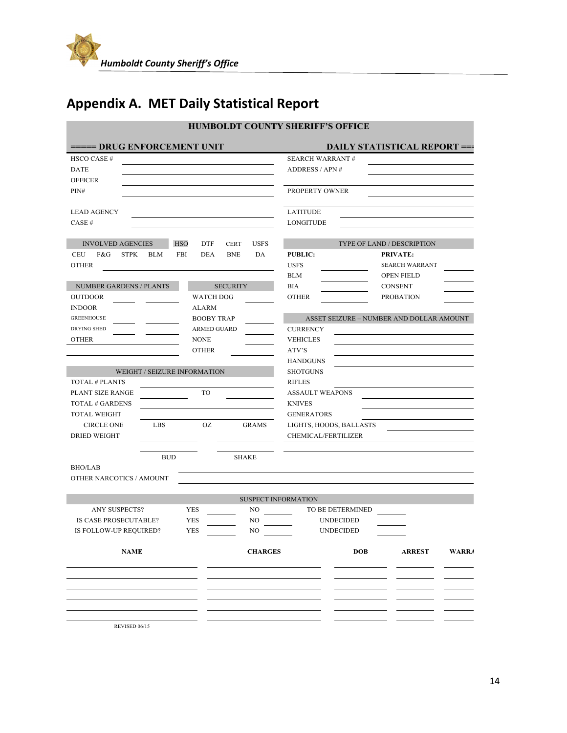## Appendix A. MET Daily Statistical Report

**HUMBOLDT COUNTY SHERIFF'S OFFICE**

**===== DRUG ENFORCEMENT UNIT** **DAILY STATISTICAL REPORT ===**

| | | | |
|---|---|---|---|
| HSCO CASE # | | SEARCH WARRANT # | |
| DATE | | ADDRESS / APN # | |
| OFFICER | | | |
| PIN# | | PROPERTY OWNER | |
| LEAD AGENCY | | LATITUDE | |
| CASE # | | LONGITUDE | |

| INVOLVED AGENCIES | | | HSO | DTF | CERT | USFS |
|---|---|---|---|---|---|---|
| CEU | F&G | STPK | BLM | FBI | DEA | BNE |
| DA | | | | | | |
| OTHER | | | | | | |

| TYPE OF LAND / DESCRIPTION | | | |
|---|---|---|---|
| **PUBLIC:** | | **PRIVATE:** | |
| USFS | | SEARCH WARRANT | |
| BLM | | OPEN FIELD | |
| BIA | | CONSENT | |
| OTHER | | PROBATION | |

| NUMBER GARDENS / PLANTS | | |
|---|---|---|
| OUTDOOR | | |
| INDOOR | | |
| GREENHOUSE | | |
| DRYING SHED | | |
| OTHER | | |

| SECURITY | |
|---|---|
| WATCH DOG | |
| ALARM | |
| BOOBY TRAP | |
| ARMED GUARD | |
| NONE | |
| OTHER | |

| ASSET SEIZURE – NUMBER AND DOLLAR AMOUNT | |
|---|---|
| CURRENCY | |
| VEHICLES | |
| ATV'S | |
| HANDGUNS | |
| SHOTGUNS | |
| RIFLES | |
| ASSAULT WEAPONS | |
| KNIVES | |
| GENERATORS | |
| LIGHTS, HOODS, BALLASTS | |
| CHEMICAL/FERTILIZER | |

| WEIGHT / SEIZURE INFORMATION | | | |
|---|---|---|---|
| TOTAL # PLANTS | | | |
| PLANT SIZE RANGE | | TO | |
| TOTAL # GARDENS | | | |
| TOTAL WEIGHT | | | |
| CIRCLE ONE | LBS | OZ | GRAMS |
| DRIED WEIGHT | | | |
| | BUD | | SHAKE |
| BHO/LAB | | | |
| OTHER NARCOTICS / AMOUNT | | | |

| SUSPECT INFORMATION | | | | |
|---|---|---|---|---|
| ANY SUSPECTS? | YES | NO | TO BE DETERMINED | |
| IS CASE PROSECUTABLE? | YES | NO | UNDECIDED | |
| IS FOLLOW-UP REQUIRED? | YES | NO | UNDECIDED | |

| NAME | CHARGES | DOB | ARREST | WARRA |
|---|---|---|---|---|
| | | | | |
| | | | | |
| | | | | |
| | | | | |
| | | | | |
| | | | | |

REVISED 06/15